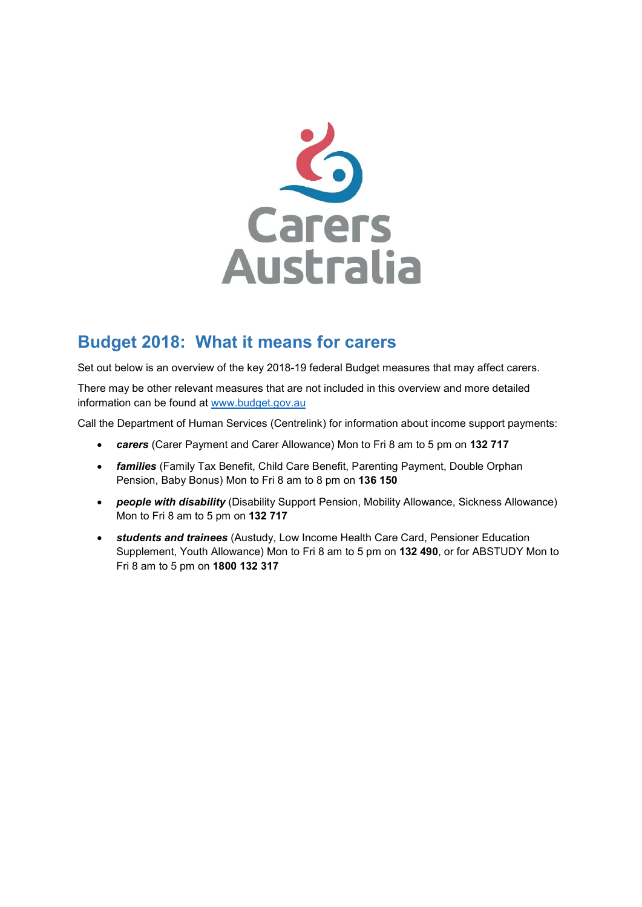Carers Australia

# Budget 2018: What it means for carers

Set out below is an overview of the key 2018-19 federal Budget measures that may affect carers.

There may be other relevant measures that are not included in this overview and more detailed information can be found at [www.budget.gov.au](http://www.budget.gov.au)

Call the Department of Human Services (Centrelink) for information about income support payments:

- ***carers*** (Carer Payment and Carer Allowance) Mon to Fri 8 am to 5 pm on **132 717**
- ***families*** (Family Tax Benefit, Child Care Benefit, Parenting Payment, Double Orphan Pension, Baby Bonus) Mon to Fri 8 am to 8 pm on **136 150**
- ***people with disability*** (Disability Support Pension, Mobility Allowance, Sickness Allowance) Mon to Fri 8 am to 5 pm on **132 717**
- ***students and trainees*** (Austudy, Low Income Health Care Card, Pensioner Education Supplement, Youth Allowance) Mon to Fri 8 am to 5 pm on **132 490**, or for ABSTUDY Mon to Fri 8 am to 5 pm on **1800 132 317**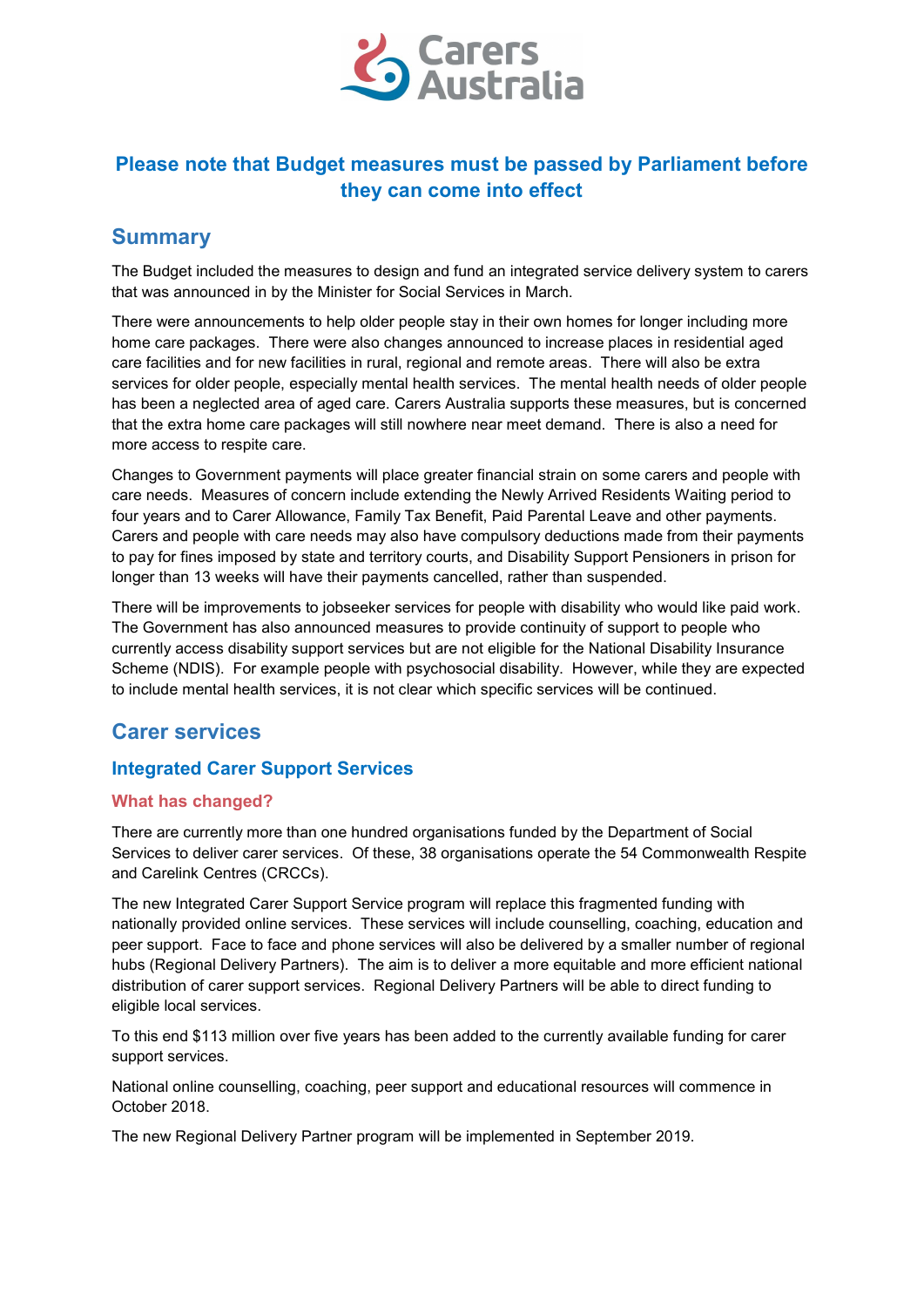## Please note that Budget measures must be passed by Parliament before they can come into effect

## Summary

The Budget included the measures to design and fund an integrated service delivery system to carers that was announced in by the Minister for Social Services in March.

There were announcements to help older people stay in their own homes for longer including more home care packages. There were also changes announced to increase places in residential aged care facilities and for new facilities in rural, regional and remote areas. There will also be extra services for older people, especially mental health services. The mental health needs of older people has been a neglected area of aged care. Carers Australia supports these measures, but is concerned that the extra home care packages will still nowhere near meet demand. There is also a need for more access to respite care.

Changes to Government payments will place greater financial strain on some carers and people with care needs. Measures of concern include extending the Newly Arrived Residents Waiting period to four years and to Carer Allowance, Family Tax Benefit, Paid Parental Leave and other payments. Carers and people with care needs may also have compulsory deductions made from their payments to pay for fines imposed by state and territory courts, and Disability Support Pensioners in prison for longer than 13 weeks will have their payments cancelled, rather than suspended.

There will be improvements to jobseeker services for people with disability who would like paid work. The Government has also announced measures to provide continuity of support to people who currently access disability support services but are not eligible for the National Disability Insurance Scheme (NDIS). For example people with psychosocial disability. However, while they are expected to include mental health services, it is not clear which specific services will be continued.

## Carer services

### Integrated Carer Support Services

#### What has changed?

There are currently more than one hundred organisations funded by the Department of Social Services to deliver carer services. Of these, 38 organisations operate the 54 Commonwealth Respite and Carelink Centres (CRCCs).

The new Integrated Carer Support Service program will replace this fragmented funding with nationally provided online services. These services will include counselling, coaching, education and peer support. Face to face and phone services will also be delivered by a smaller number of regional hubs (Regional Delivery Partners). The aim is to deliver a more equitable and more efficient national distribution of carer support services. Regional Delivery Partners will be able to direct funding to eligible local services.

To this end $113 million over five years has been added to the currently available funding for carer support services.

National online counselling, coaching, peer support and educational resources will commence in October 2018.

The new Regional Delivery Partner program will be implemented in September 2019.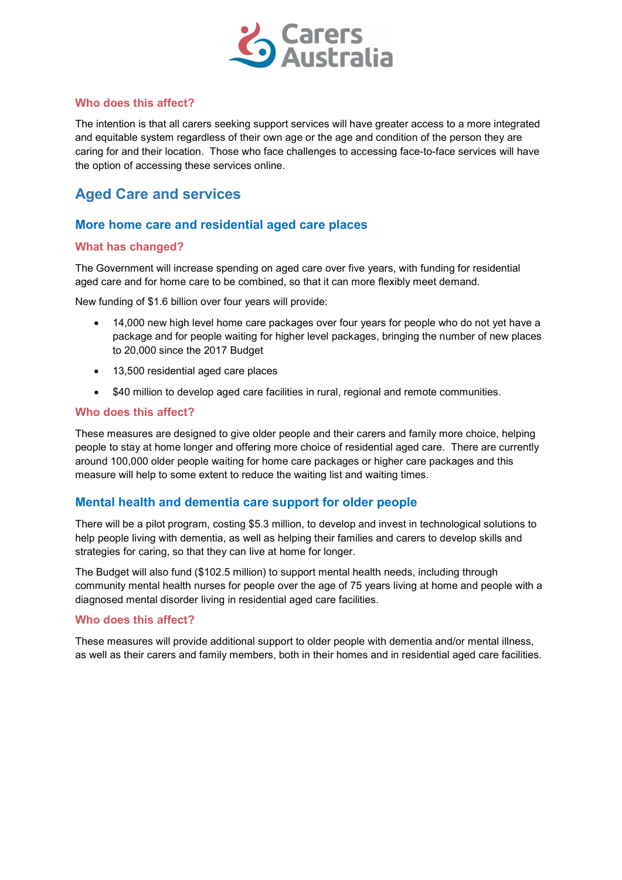### Who does this affect?

The intention is that all carers seeking support services will have greater access to a more integrated and equitable system regardless of their own age or the age and condition of the person they are caring for and their location. Those who face challenges to accessing face-to-face services will have the option of accessing these services online.

## Aged Care and services

### More home care and residential aged care places

#### What has changed?

The Government will increase spending on aged care over five years, with funding for residential aged care and for home care to be combined, so that it can more flexibly meet demand.

New funding of $1.6 billion over four years will provide:

- 14,000 new high level home care packages over four years for people who do not yet have a package and for people waiting for higher level packages, bringing the number of new places to 20,000 since the 2017 Budget
- 13,500 residential aged care places
- $40 million to develop aged care facilities in rural, regional and remote communities.

#### Who does this affect?

These measures are designed to give older people and their carers and family more choice, helping people to stay at home longer and offering more choice of residential aged care. There are currently around 100,000 older people waiting for home care packages or higher care packages and this measure will help to some extent to reduce the waiting list and waiting times.

### Mental health and dementia care support for older people

There will be a pilot program, costing $5.3 million, to develop and invest in technological solutions to help people living with dementia, as well as helping their families and carers to develop skills and strategies for caring, so that they can live at home for longer.

The Budget will also fund ($102.5 million) to support mental health needs, including through community mental health nurses for people over the age of 75 years living at home and people with a diagnosed mental disorder living in residential aged care facilities.

#### Who does this affect?

These measures will provide additional support to older people with dementia and/or mental illness, as well as their carers and family members, both in their homes and in residential aged care facilities.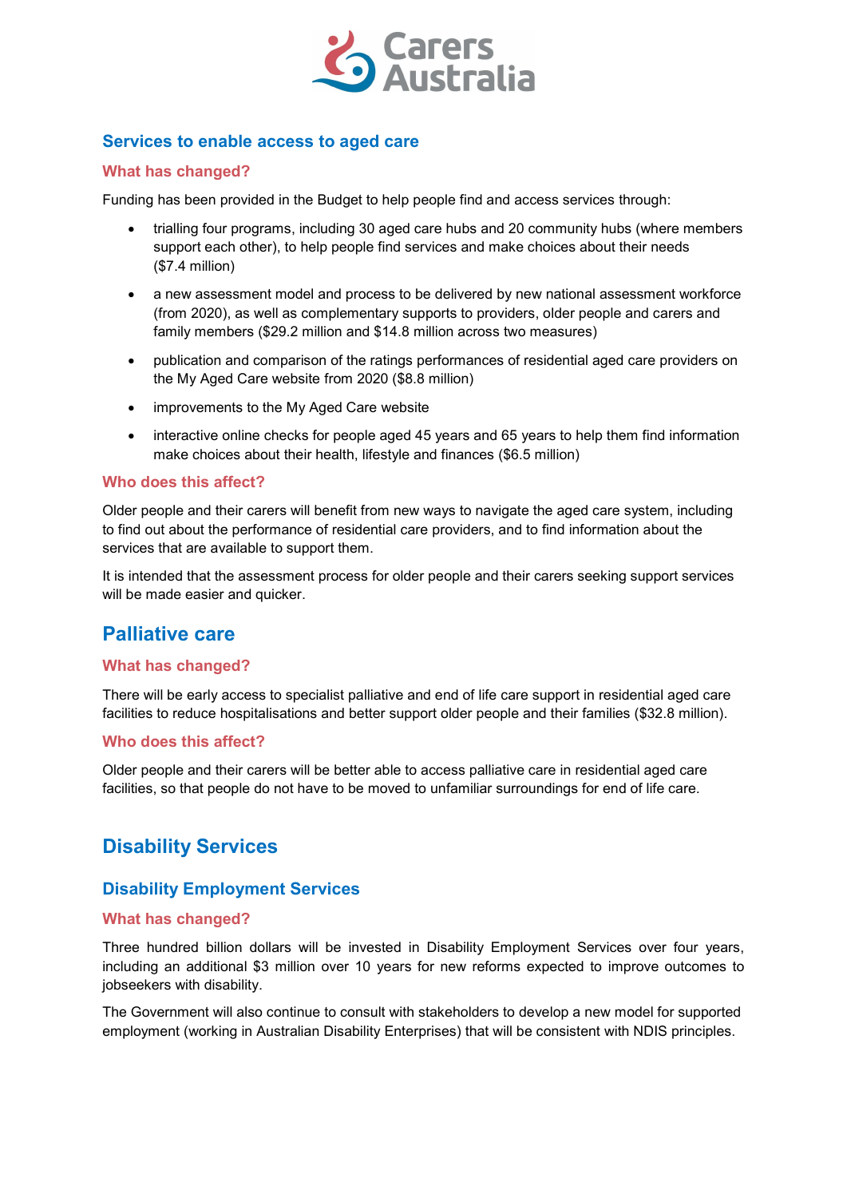## Services to enable access to aged care

### What has changed?

Funding has been provided in the Budget to help people find and access services through:

- trialling four programs, including 30 aged care hubs and 20 community hubs (where members support each other), to help people find services and make choices about their needs ($7.4 million)
- a new assessment model and process to be delivered by new national assessment workforce (from 2020), as well as complementary supports to providers, older people and carers and family members ($29.2 million and $14.8 million across two measures)
- publication and comparison of the ratings performances of residential aged care providers on the My Aged Care website from 2020 ($8.8 million)
- improvements to the My Aged Care website
- interactive online checks for people aged 45 years and 65 years to help them find information make choices about their health, lifestyle and finances ($6.5 million)

### Who does this affect?

Older people and their carers will benefit from new ways to navigate the aged care system, including to find out about the performance of residential care providers, and to find information about the services that are available to support them.

It is intended that the assessment process for older people and their carers seeking support services will be made easier and quicker.

## Palliative care

### What has changed?

There will be early access to specialist palliative and end of life care support in residential aged care facilities to reduce hospitalisations and better support older people and their families ($32.8 million).

### Who does this affect?

Older people and their carers will be better able to access palliative care in residential aged care facilities, so that people do not have to be moved to unfamiliar surroundings for end of life care.

# Disability Services

## Disability Employment Services

### What has changed?

Three hundred billion dollars will be invested in Disability Employment Services over four years, including an additional $3 million over 10 years for new reforms expected to improve outcomes to jobseekers with disability.

The Government will also continue to consult with stakeholders to develop a new model for supported employment (working in Australian Disability Enterprises) that will be consistent with NDIS principles.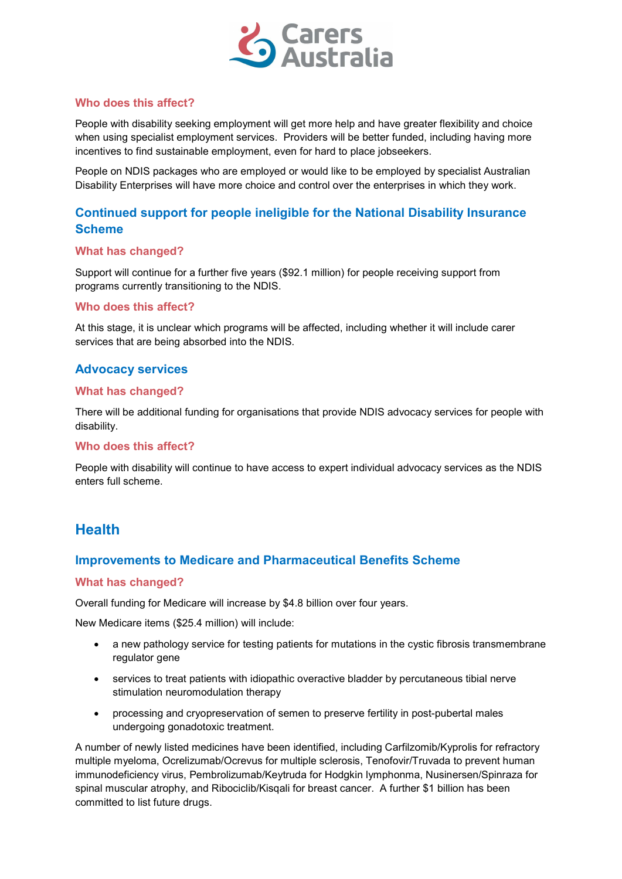#### Who does this affect?

People with disability seeking employment will get more help and have greater flexibility and choice when using specialist employment services. Providers will be better funded, including having more incentives to find sustainable employment, even for hard to place jobseekers.

People on NDIS packages who are employed or would like to be employed by specialist Australian Disability Enterprises will have more choice and control over the enterprises in which they work.

### Continued support for people ineligible for the National Disability Insurance Scheme

#### What has changed?

Support will continue for a further five years ($92.1 million) for people receiving support from programs currently transitioning to the NDIS.

#### Who does this affect?

At this stage, it is unclear which programs will be affected, including whether it will include carer services that are being absorbed into the NDIS.

### Advocacy services

#### What has changed?

There will be additional funding for organisations that provide NDIS advocacy services for people with disability.

#### Who does this affect?

People with disability will continue to have access to expert individual advocacy services as the NDIS enters full scheme.

## Health

### Improvements to Medicare and Pharmaceutical Benefits Scheme

#### What has changed?

Overall funding for Medicare will increase by $4.8 billion over four years.

New Medicare items ($25.4 million) will include:

- a new pathology service for testing patients for mutations in the cystic fibrosis transmembrane regulator gene
- services to treat patients with idiopathic overactive bladder by percutaneous tibial nerve stimulation neuromodulation therapy
- processing and cryopreservation of semen to preserve fertility in post-pubertal males undergoing gonadotoxic treatment.

A number of newly listed medicines have been identified, including Carfilzomib/Kyprolis for refractory multiple myeloma, Ocrelizumab/Ocrevus for multiple sclerosis, Tenofovir/Truvada to prevent human immunodeficiency virus, Pembrolizumab/Keytruda for Hodgkin lymphonma, Nusinersen/Spinraza for spinal muscular atrophy, and Ribociclib/Kisqali for breast cancer. A further $1 billion has been committed to list future drugs.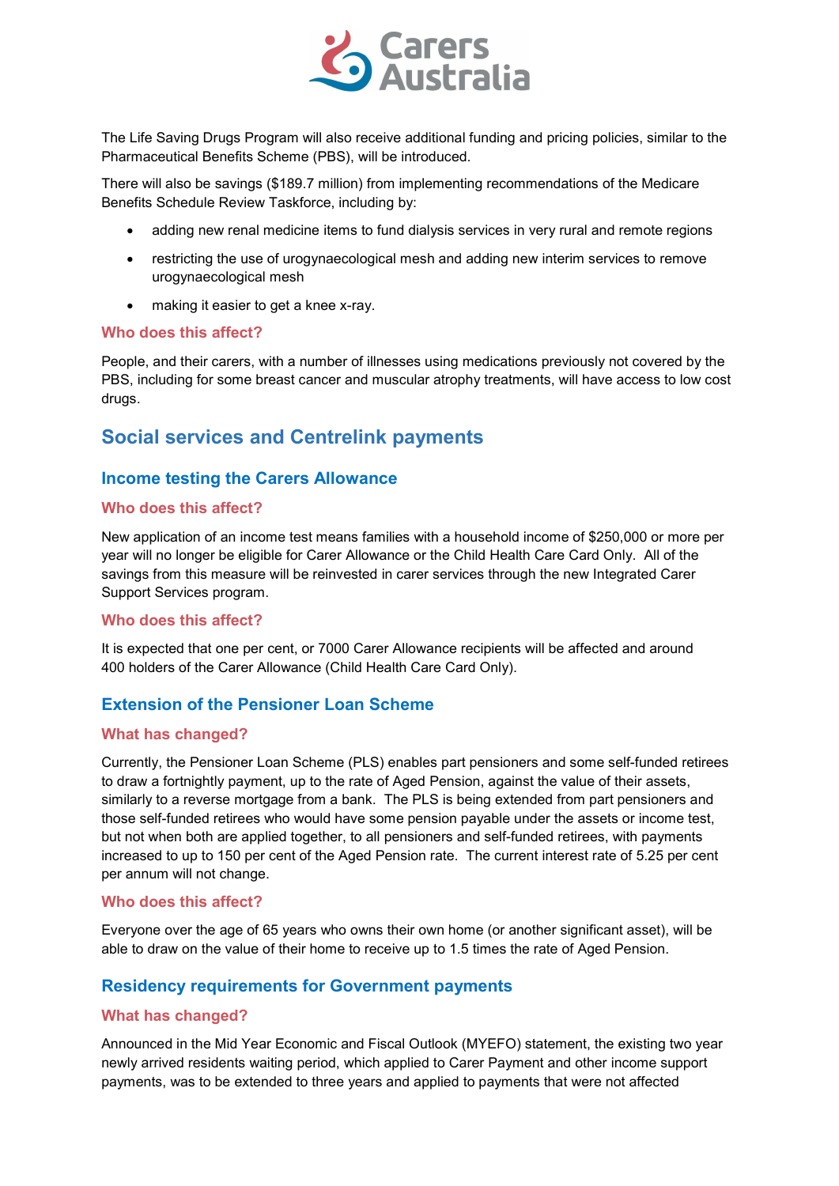The Life Saving Drugs Program will also receive additional funding and pricing policies, similar to the Pharmaceutical Benefits Scheme (PBS), will be introduced.

There will also be savings ($189.7 million) from implementing recommendations of the Medicare Benefits Schedule Review Taskforce, including by:

- adding new renal medicine items to fund dialysis services in very rural and remote regions
- restricting the use of urogynaecological mesh and adding new interim services to remove urogynaecological mesh
- making it easier to get a knee x-ray.

### Who does this affect?

People, and their carers, with a number of illnesses using medications previously not covered by the PBS, including for some breast cancer and muscular atrophy treatments, will have access to low cost drugs.

## Social services and Centrelink payments

### Income testing the Carers Allowance

### Who does this affect?

New application of an income test means families with a household income of $250,000 or more per year will no longer be eligible for Carer Allowance or the Child Health Care Card Only. All of the savings from this measure will be reinvested in carer services through the new Integrated Carer Support Services program.

### Who does this affect?

It is expected that one per cent, or 7000 Carer Allowance recipients will be affected and around 400 holders of the Carer Allowance (Child Health Care Card Only).

### Extension of the Pensioner Loan Scheme

### What has changed?

Currently, the Pensioner Loan Scheme (PLS) enables part pensioners and some self-funded retirees to draw a fortnightly payment, up to the rate of Aged Pension, against the value of their assets, similarly to a reverse mortgage from a bank. The PLS is being extended from part pensioners and those self-funded retirees who would have some pension payable under the assets or income test, but not when both are applied together, to all pensioners and self-funded retirees, with payments increased to up to 150 per cent of the Aged Pension rate. The current interest rate of 5.25 per cent per annum will not change.

### Who does this affect?

Everyone over the age of 65 years who owns their own home (or another significant asset), will be able to draw on the value of their home to receive up to 1.5 times the rate of Aged Pension.

### Residency requirements for Government payments

### What has changed?

Announced in the Mid Year Economic and Fiscal Outlook (MYEFO) statement, the existing two year newly arrived residents waiting period, which applied to Carer Payment and other income support payments, was to be extended to three years and applied to payments that were not affected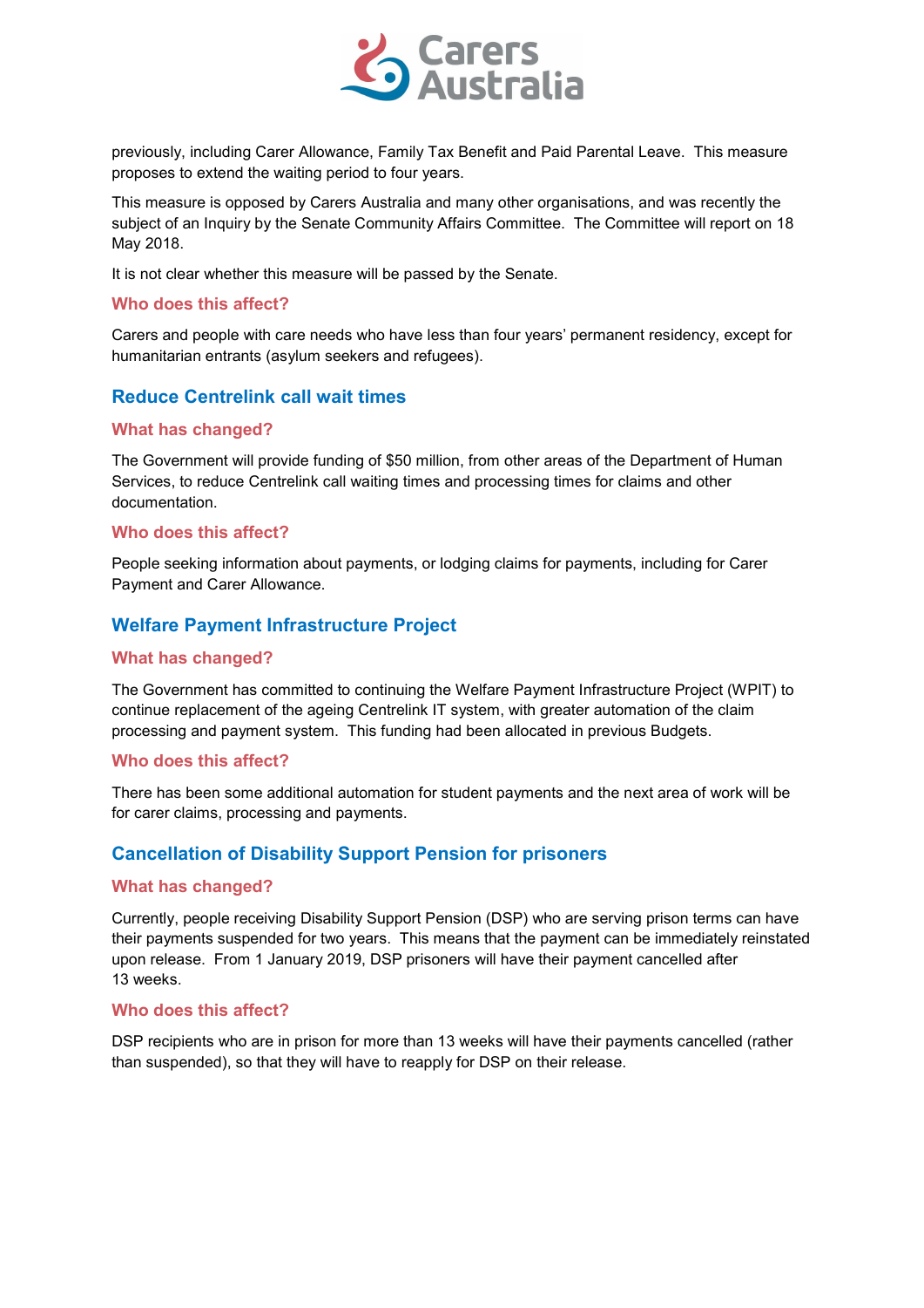previously, including Carer Allowance, Family Tax Benefit and Paid Parental Leave. This measure proposes to extend the waiting period to four years.

This measure is opposed by Carers Australia and many other organisations, and was recently the subject of an Inquiry by the Senate Community Affairs Committee. The Committee will report on 18 May 2018.

It is not clear whether this measure will be passed by the Senate.

### Who does this affect?

Carers and people with care needs who have less than four years' permanent residency, except for humanitarian entrants (asylum seekers and refugees).

## Reduce Centrelink call wait times

### What has changed?

The Government will provide funding of $50 million, from other areas of the Department of Human Services, to reduce Centrelink call waiting times and processing times for claims and other documentation.

### Who does this affect?

People seeking information about payments, or lodging claims for payments, including for Carer Payment and Carer Allowance.

## Welfare Payment Infrastructure Project

### What has changed?

The Government has committed to continuing the Welfare Payment Infrastructure Project (WPIT) to continue replacement of the ageing Centrelink IT system, with greater automation of the claim processing and payment system. This funding had been allocated in previous Budgets.

### Who does this affect?

There has been some additional automation for student payments and the next area of work will be for carer claims, processing and payments.

## Cancellation of Disability Support Pension for prisoners

### What has changed?

Currently, people receiving Disability Support Pension (DSP) who are serving prison terms can have their payments suspended for two years. This means that the payment can be immediately reinstated upon release. From 1 January 2019, DSP prisoners will have their payment cancelled after 13 weeks.

### Who does this affect?

DSP recipients who are in prison for more than 13 weeks will have their payments cancelled (rather than suspended), so that they will have to reapply for DSP on their release.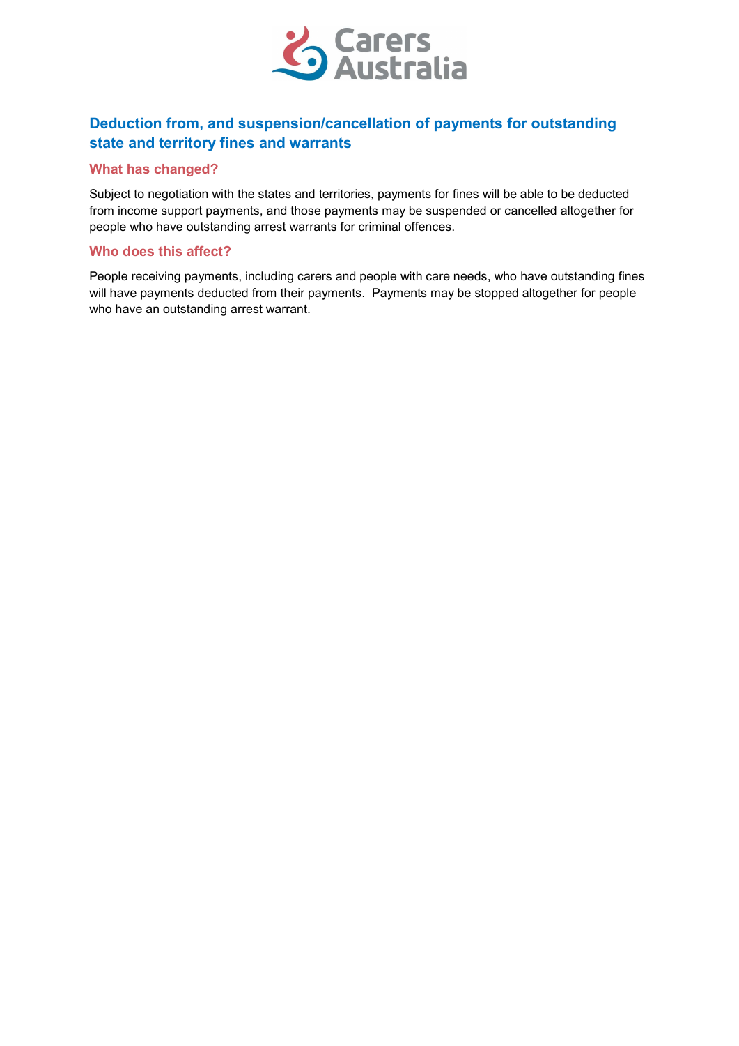## Deduction from, and suspension/cancellation of payments for outstanding state and territory fines and warrants

### What has changed?

Subject to negotiation with the states and territories, payments for fines will be able to be deducted from income support payments, and those payments may be suspended or cancelled altogether for people who have outstanding arrest warrants for criminal offences.

### Who does this affect?

People receiving payments, including carers and people with care needs, who have outstanding fines will have payments deducted from their payments. Payments may be stopped altogether for people who have an outstanding arrest warrant.